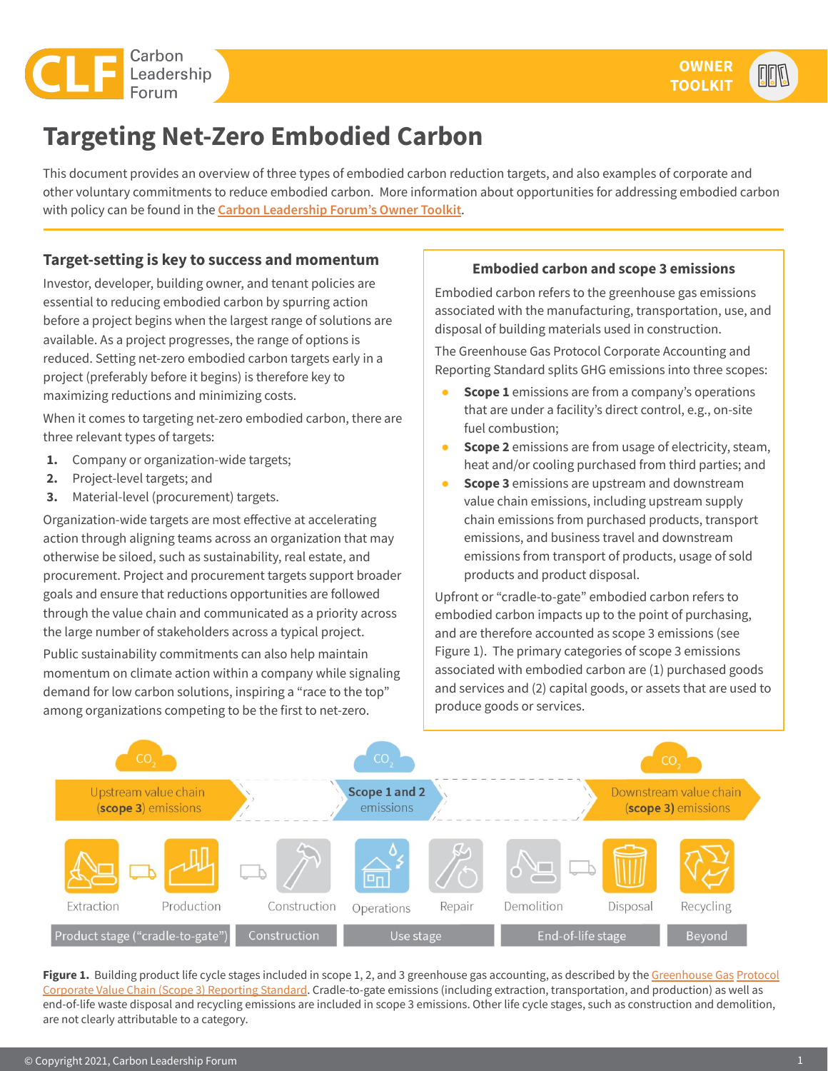# Targeting Net-Zero Embodied Carbon

This document provides an overview of three types of embodied carbon reduction targets, and also examples of corporate and other voluntary commitments to reduce embodied carbon. More information about opportunities for addressing embodied carbon with policy can be found in the Carbon Leadership Forum's Owner Toolkit.

## Target-setting is key to success and momentum

Investor, developer, building owner, and tenant policies are essential to reducing embodied carbon by spurring action before a project begins when the largest range of solutions are available. As a project progresses, the range of options is reduced. Setting net-zero embodied carbon targets early in a project (preferably before it begins) is therefore key to maximizing reductions and minimizing costs.

When it comes to targeting net-zero embodied carbon, there are three relevant types of targets:

1. Company or organization-wide targets;
2. Project-level targets; and
3. Material-level (procurement) targets.

Organization-wide targets are most effective at accelerating action through aligning teams across an organization that may otherwise be siloed, such as sustainability, real estate, and procurement. Project and procurement targets support broader goals and ensure that reductions opportunities are followed through the value chain and communicated as a priority across the large number of stakeholders across a typical project.

Public sustainability commitments can also help maintain momentum on climate action within a company while signaling demand for low carbon solutions, inspiring a "race to the top" among organizations competing to be the first to net-zero.

### Embodied carbon and scope 3 emissions

Embodied carbon refers to the greenhouse gas emissions associated with the manufacturing, transportation, use, and disposal of building materials used in construction.

The Greenhouse Gas Protocol Corporate Accounting and Reporting Standard splits GHG emissions into three scopes:

- **Scope 1** emissions are from a company's operations that are under a facility's direct control, e.g., on-site fuel combustion;
- **Scope 2** emissions are from usage of electricity, steam, heat and/or cooling purchased from third parties; and
- **Scope 3** emissions are upstream and downstream value chain emissions, including upstream supply chain emissions from purchased products, transport emissions, and business travel and downstream emissions from transport of products, usage of sold products and product disposal.

Upfront or "cradle-to-gate" embodied carbon refers to embodied carbon impacts up to the point of purchasing, and are therefore accounted as scope 3 emissions (see Figure 1). The primary categories of scope 3 emissions associated with embodied carbon are (1) purchased goods and services and (2) capital goods, or assets that are used to produce goods or services.

| Upstream value chain (**scope 3**) emissions | | | Scope 1 and 2 emissions | | Downstream value chain (**scope 3**) emissions | | |
|---|---|---|---|---|---|---|---|
| Extraction | Production | Construction | Operations | Repair | Demolition | Disposal | Recycling |
| Product stage ("cradle-to-gate") | | Construction | Use stage | | End-of-life stage | | Beyond |

**Figure 1.** Building product life cycle stages included in scope 1, 2, and 3 greenhouse gas accounting, as described by the Greenhouse Gas Protocol Corporate Value Chain (Scope 3) Reporting Standard. Cradle-to-gate emissions (including extraction, transportation, and production) as well as end-of-life waste disposal and recycling emissions are included in scope 3 emissions. Other life cycle stages, such as construction and demolition, are not clearly attributable to a category.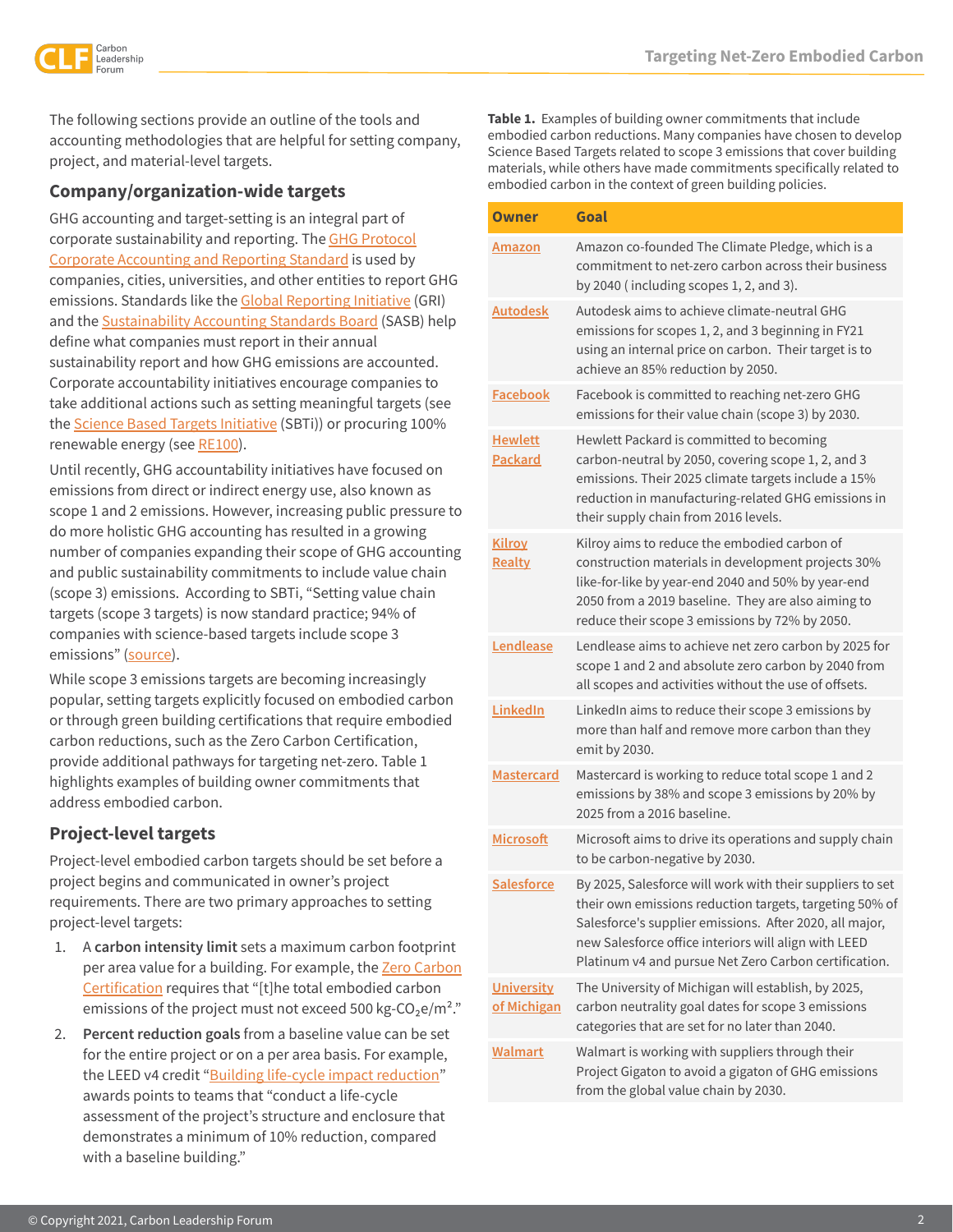The following sections provide an outline of the tools and accounting methodologies that are helpful for setting company, project, and material-level targets.

## Company/organization-wide targets

GHG accounting and target-setting is an integral part of corporate sustainability and reporting. The GHG Protocol Corporate Accounting and Reporting Standard is used by companies, cities, universities, and other entities to report GHG emissions. Standards like the Global Reporting Initiative (GRI) and the Sustainability Accounting Standards Board (SASB) help define what companies must report in their annual sustainability report and how GHG emissions are accounted. Corporate accountability initiatives encourage companies to take additional actions such as setting meaningful targets (see the Science Based Targets Initiative (SBTi)) or procuring 100% renewable energy (see RE100).

Until recently, GHG accountability initiatives have focused on emissions from direct or indirect energy use, also known as scope 1 and 2 emissions. However, increasing public pressure to do more holistic GHG accounting has resulted in a growing number of companies expanding their scope of GHG accounting and public sustainability commitments to include value chain (scope 3) emissions. According to SBTi, "Setting value chain targets (scope 3 targets) is now standard practice; 94% of companies with science-based targets include scope 3 emissions" (source).

While scope 3 emissions targets are becoming increasingly popular, setting targets explicitly focused on embodied carbon or through green building certifications that require embodied carbon reductions, such as the Zero Carbon Certification, provide additional pathways for targeting net-zero. Table 1 highlights examples of building owner commitments that address embodied carbon.

## Project-level targets

Project-level embodied carbon targets should be set before a project begins and communicated in owner's project requirements. There are two primary approaches to setting project-level targets:

1. A **carbon intensity limit** sets a maximum carbon footprint per area value for a building. For example, the Zero Carbon Certification requires that "[t]he total embodied carbon emissions of the project must not exceed 500 kg-$CO_2$e/m²."
2. **Percent reduction goals** from a baseline value can be set for the entire project or on a per area basis. For example, the LEED v4 credit "Building life-cycle impact reduction" awards points to teams that "conduct a life-cycle assessment of the project's structure and enclosure that demonstrates a minimum of 10% reduction, compared with a baseline building."

**Table 1.** Examples of building owner commitments that include embodied carbon reductions. Many companies have chosen to develop Science Based Targets related to scope 3 emissions that cover building materials, while others have made commitments specifically related to embodied carbon in the context of green building policies.

| Owner | Goal |
|---|---|
| Amazon | Amazon co-founded The Climate Pledge, which is a commitment to net-zero carbon across their business by 2040 ( including scopes 1, 2, and 3). |
| Autodesk | Autodesk aims to achieve climate-neutral GHG emissions for scopes 1, 2, and 3 beginning in FY21 using an internal price on carbon. Their target is to achieve an 85% reduction by 2050. |
| Facebook | Facebook is committed to reaching net-zero GHG emissions for their value chain (scope 3) by 2030. |
| Hewlett Packard | Hewlett Packard is committed to becoming carbon-neutral by 2050, covering scope 1, 2, and 3 emissions. Their 2025 climate targets include a 15% reduction in manufacturing-related GHG emissions in their supply chain from 2016 levels. |
| Kilroy Realty | Kilroy aims to reduce the embodied carbon of construction materials in development projects 30% like-for-like by year-end 2040 and 50% by year-end 2050 from a 2019 baseline. They are also aiming to reduce their scope 3 emissions by 72% by 2050. |
| Lendlease | Lendlease aims to achieve net zero carbon by 2025 for scope 1 and 2 and absolute zero carbon by 2040 from all scopes and activities without the use of offsets. |
| LinkedIn | LinkedIn aims to reduce their scope 3 emissions by more than half and remove more carbon than they emit by 2030. |
| Mastercard | Mastercard is working to reduce total scope 1 and 2 emissions by 38% and scope 3 emissions by 20% by 2025 from a 2016 baseline. |
| Microsoft | Microsoft aims to drive its operations and supply chain to be carbon-negative by 2030. |
| Salesforce | By 2025, Salesforce will work with their suppliers to set their own emissions reduction targets, targeting 50% of Salesforce's supplier emissions. After 2020, all major, new Salesforce office interiors will align with LEED Platinum v4 and pursue Net Zero Carbon certification. |
| University of Michigan | The University of Michigan will establish, by 2025, carbon neutrality goal dates for scope 3 emissions categories that are set for no later than 2040. |
| Walmart | Walmart is working with suppliers through their Project Gigaton to avoid a gigaton of GHG emissions from the global value chain by 2030. |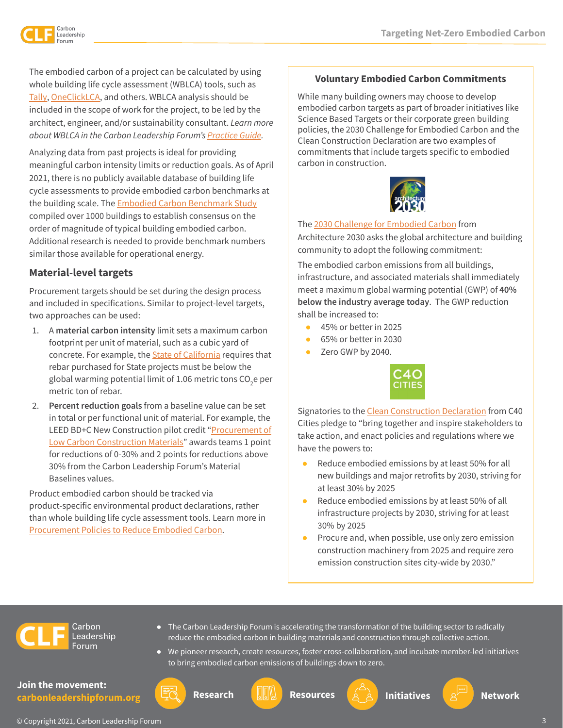The embodied carbon of a project can be calculated by using whole building life cycle assessment (WBLCA) tools, such as Tally, OneClickLCA, and others. WBLCA analysis should be included in the scope of work for the project, to be led by the architect, engineer, and/or sustainability consultant. *Learn more about WBLCA in the Carbon Leadership Forum's Practice Guide.*

Analyzing data from past projects is ideal for providing meaningful carbon intensity limits or reduction goals. As of April 2021, there is no publicly available database of building life cycle assessments to provide embodied carbon benchmarks at the building scale. The Embodied Carbon Benchmark Study compiled over 1000 buildings to establish consensus on the order of magnitude of typical building embodied carbon. Additional research is needed to provide benchmark numbers similar those available for operational energy.

## Material-level targets

Procurement targets should be set during the design process and included in specifications. Similar to project-level targets, two approaches can be used:

1. A **material carbon intensity** limit sets a maximum carbon footprint per unit of material, such as a cubic yard of concrete. For example, the State of California requires that rebar purchased for State projects must be below the global warming potential limit of 1.06 metric tons $CO_2e$ per metric ton of rebar.
2. **Percent reduction goals** from a baseline value can be set in total or per functional unit of material. For example, the LEED BD+C New Construction pilot credit "Procurement of Low Carbon Construction Materials" awards teams 1 point for reductions of 0-30% and 2 points for reductions above 30% from the Carbon Leadership Forum's Material Baselines values.

Product embodied carbon should be tracked via product-specific environmental product declarations, rather than whole building life cycle assessment tools. Learn more in Procurement Policies to Reduce Embodied Carbon.

### Voluntary Embodied Carbon Commitments

While many building owners may choose to develop embodied carbon targets as part of broader initiatives like Science Based Targets or their corporate green building policies, the 2030 Challenge for Embodied Carbon and the Clean Construction Declaration are two examples of commitments that include targets specific to embodied carbon in construction.

The 2030 Challenge for Embodied Carbon from Architecture 2030 asks the global architecture and building community to adopt the following commitment:

The embodied carbon emissions from all buildings, infrastructure, and associated materials shall immediately meet a maximum global warming potential (GWP) of **40% below the industry average today**. The GWP reduction shall be increased to:

- 45% or better in 2025
- 65% or better in 2030
- Zero GWP by 2040.

Signatories to the Clean Construction Declaration from C40 Cities pledge to "bring together and inspire stakeholders to take action, and enact policies and regulations where we have the powers to:

- Reduce embodied emissions by at least 50% for all new buildings and major retrofits by 2030, striving for at least 30% by 2025
- Reduce embodied emissions by at least 50% of all infrastructure projects by 2030, striving for at least 30% by 2025
- Procure and, when possible, use only zero emission construction machinery from 2025 and require zero emission construction sites city-wide by 2030."

---

- The Carbon Leadership Forum is accelerating the transformation of the building sector to radically reduce the embodied carbon in building materials and construction through collective action.
- We pioneer research, create resources, foster cross-collaboration, and incubate member-led initiatives to bring embodied carbon emissions of buildings down to zero.

**Join the movement:** carbonleadershipforum.org

Research | Resources | Initiatives | Network

© Copyright 2021, Carbon Leadership Forum